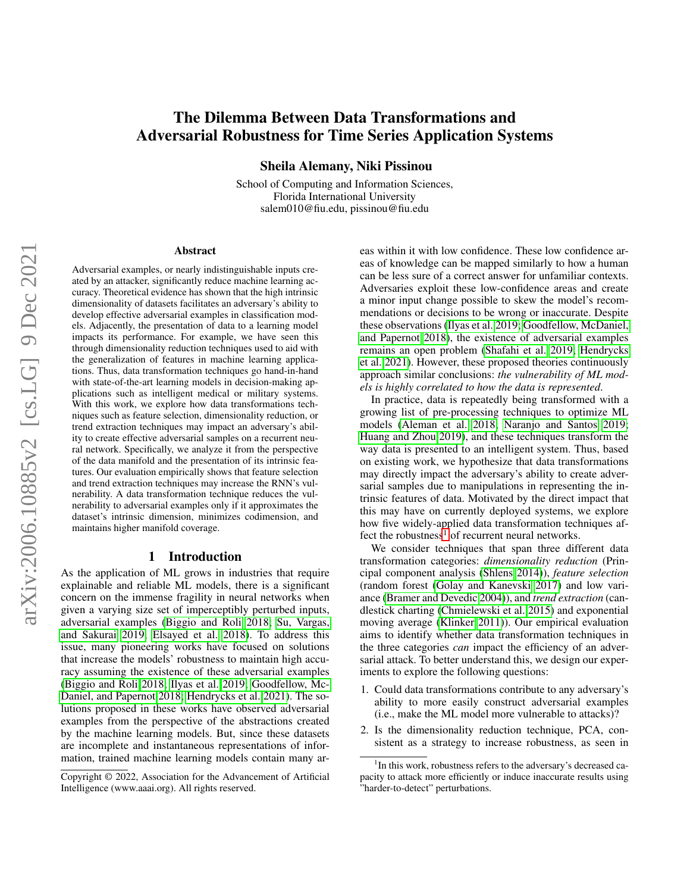// Title/header elements
# The Dilemma Between Data Transformations and Adversarial Robustness for Time Series Application Systems

**Sheila Alemany, Niki Pissinou**

School of Computing and Information Sciences,
Florida International University
salem010@fiu.edu, pissinou@fiu.edu

## Abstract

Adversarial examples, or nearly indistinguishable inputs created by an attacker, significantly reduce machine learning accuracy. Theoretical evidence has shown that the high intrinsic dimensionality of datasets facilitates an adversary's ability to develop effective adversarial examples in classification models. Adjacently, the presentation of data to a learning model impacts its performance. For example, we have seen this through dimensionality reduction techniques used to aid with the generalization of features in machine learning applications. Thus, data transformation techniques go hand-in-hand with state-of-the-art learning models in decision-making applications such as intelligent medical or military systems. With this work, we explore how data transformations techniques such as feature selection, dimensionality reduction, or trend extraction techniques may impact an adversary's ability to create effective adversarial samples on a recurrent neural network. Specifically, we analyze it from the perspective of the data manifold and the presentation of its intrinsic features. Our evaluation empirically shows that feature selection and trend extraction techniques may increase the RNN's vulnerability. A data transformation technique reduces the vulnerability to adversarial examples only if it approximates the dataset's intrinsic dimension, minimizes codimension, and maintains higher manifold coverage.

## 1 Introduction

As the application of ML grows in industries that require explainable and reliable ML models, there is a significant concern on the immense fragility in neural networks when given a varying size set of imperceptibly perturbed inputs, adversarial examples (Biggio and Roli 2018; Su, Vargas, and Sakurai 2019; Elsayed et al. 2018). To address this issue, many pioneering works have focused on solutions that increase the models' robustness to maintain high accuracy assuming the existence of these adversarial examples (Biggio and Roli 2018; Ilyas et al. 2019; Goodfellow, McDaniel, and Papernot 2018; Hendrycks et al. 2021). The solutions proposed in these works have observed adversarial examples from the perspective of the abstractions created by the machine learning models. But, since these datasets are incomplete and instantaneous representations of information, trained machine learning models contain many areas within it with low confidence. These low confidence areas of knowledge can be mapped similarly to how a human can be less sure of a correct answer for unfamiliar contexts. Adversaries exploit these low-confidence areas and create a minor input change possible to skew the model's recommendations or decisions to be wrong or inaccurate. Despite these observations (Ilyas et al. 2019; Goodfellow, McDaniel, and Papernot 2018), the existence of adversarial examples remains an open problem (Shafahi et al. 2019; Hendrycks et al. 2021). However, these proposed theories continuously approach similar conclusions: *the vulnerability of ML models is highly correlated to how the data is represented.*

In practice, data is repeatedly being transformed with a growing list of pre-processing techniques to optimize ML models (Aleman et al. 2018; Naranjo and Santos 2019; Huang and Zhou 2019), and these techniques transform the way data is presented to an intelligent system. Thus, based on existing work, we hypothesize that data transformations may directly impact the adversary's ability to create adversarial samples due to manipulations in representing the intrinsic features of data. Motivated by the direct impact that this may have on currently deployed systems, we explore how five widely-applied data transformation techniques affect the robustness[1] of recurrent neural networks.

We consider techniques that span three different data transformation categories: *dimensionality reduction* (Principal component analysis (Shlens 2014)), *feature selection* (random forest (Golay and Kanevski 2017) and low variance (Bramer and Devedic 2004)), and *trend extraction* (candlestick charting (Chmielewski et al. 2015) and exponential moving average (Klinker 2011)). Our empirical evaluation aims to identify whether data transformation techniques in the three categories *can* impact the efficiency of an adversarial attack. To better understand this, we design our experiments to explore the following questions:

1. Could data transformations contribute to any adversary's ability to more easily construct adversarial examples (i.e., make the ML model more vulnerable to attacks)?
2. Is the dimensionality reduction technique, PCA, consistent as a strategy to increase robustness, as seen in

Copyright © 2022, Association for the Advancement of Artificial Intelligence (www.aaai.org). All rights reserved.

[1] In this work, robustness refers to the adversary's decreased capacity to attack more efficiently or induce inaccurate results using "harder-to-detect" perturbations.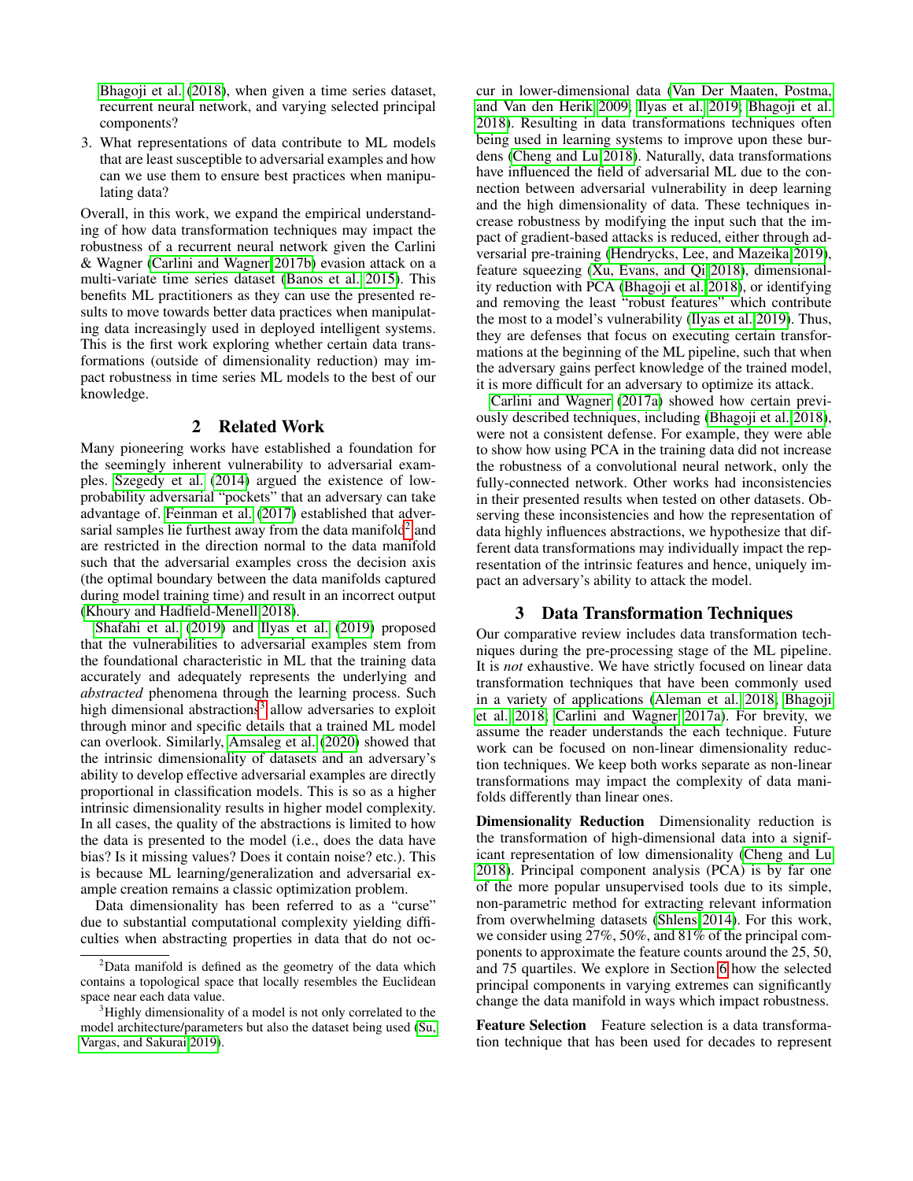Bhagoji et al. (2018), when given a time series dataset, recurrent neural network, and varying selected principal components?

3. What representations of data contribute to ML models that are least susceptible to adversarial examples and how can we use them to ensure best practices when manipulating data?

Overall, in this work, we expand the empirical understanding of how data transformation techniques may impact the robustness of a recurrent neural network given the Carlini & Wagner (Carlini and Wagner 2017b) evasion attack on a multi-variate time series dataset (Banos et al. 2015). This benefits ML practitioners as they can use the presented results to move towards better data practices when manipulating data increasingly used in deployed intelligent systems. This is the first work exploring whether certain data transformations (outside of dimensionality reduction) may impact robustness in time series ML models to the best of our knowledge.

## 2 Related Work

Many pioneering works have established a foundation for the seemingly inherent vulnerability to adversarial examples. Szegedy et al. (2014) argued the existence of low-probability adversarial "pockets" that an adversary can take advantage of. Feinman et al. (2017) established that adversarial samples lie furthest away from the data manifold[2] and are restricted in the direction normal to the data manifold such that the adversarial examples cross the decision axis (the optimal boundary between the data manifolds captured during model training time) and result in an incorrect output (Khoury and Hadfield-Menell 2018).

Shafahi et al. (2019) and Ilyas et al. (2019) proposed that the vulnerabilities to adversarial examples stem from the foundational characteristic in ML that the training data accurately and adequately represents the underlying and *abstracted* phenomena through the learning process. Such high dimensional abstractions[3] allow adversaries to exploit through minor and specific details that a trained ML model can overlook. Similarly, Amsaleg et al. (2020) showed that the intrinsic dimensionality of datasets and an adversary's ability to develop effective adversarial examples are directly proportional in classification models. This is so as a higher intrinsic dimensionality results in higher model complexity. In all cases, the quality of the abstractions is limited to how the data is presented to the model (i.e., does the data have bias? Is it missing values? Does it contain noise? etc.). This is because ML learning/generalization and adversarial example creation remains a classic optimization problem.

Data dimensionality has been referred to as a "curse" due to substantial computational complexity yielding difficulties when abstracting properties in data that do not occur in lower-dimensional data (Van Der Maaten, Postma, and Van den Herik 2009; Ilyas et al. 2019; Bhagoji et al. 2018). Resulting in data transformations techniques often being used in learning systems to improve upon these burdens (Cheng and Lu 2018). Naturally, data transformations have influenced the field of adversarial ML due to the connection between adversarial vulnerability in deep learning and the high dimensionality of data. These techniques increase robustness by modifying the input such that the impact of gradient-based attacks is reduced, either through adversarial pre-training (Hendrycks, Lee, and Mazeika 2019), feature squeezing (Xu, Evans, and Qi 2018), dimensionality reduction with PCA (Bhagoji et al. 2018), or identifying and removing the least "robust features" which contribute the most to a model's vulnerability (Ilyas et al. 2019). Thus, they are defenses that focus on executing certain transformations at the beginning of the ML pipeline, such that when the adversary gains perfect knowledge of the trained model, it is more difficult for an adversary to optimize its attack.

Carlini and Wagner (2017a) showed how certain previously described techniques, including (Bhagoji et al. 2018), were not a consistent defense. For example, they were able to show how using PCA in the training data did not increase the robustness of a convolutional neural network, only the fully-connected network. Other works had inconsistencies in their presented results when tested on other datasets. Observing these inconsistencies and how the representation of data highly influences abstractions, we hypothesize that different data transformations may individually impact the representation of the intrinsic features and hence, uniquely impact an adversary's ability to attack the model.

## 3 Data Transformation Techniques

Our comparative review includes data transformation techniques during the pre-processing stage of the ML pipeline. It is *not* exhaustive. We have strictly focused on linear data transformation techniques that have been commonly used in a variety of applications (Aleman et al. 2018; Bhagoji et al. 2018; Carlini and Wagner 2017a). For brevity, we assume the reader understands the each technique. Future work can be focused on non-linear dimensionality reduction techniques. We keep both works separate as non-linear transformations may impact the complexity of data manifolds differently than linear ones.

**Dimensionality Reduction** Dimensionality reduction is the transformation of high-dimensional data into a significant representation of low dimensionality (Cheng and Lu 2018). Principal component analysis (PCA) is by far one of the more popular unsupervised tools due to its simple, non-parametric method for extracting relevant information from overwhelming datasets (Shlens 2014). For this work, we consider using 27%, 50%, and 81% of the principal components to approximate the feature counts around the 25, 50, and 75 quartiles. We explore in Section 6 how the selected principal components in varying extremes can significantly change the data manifold in ways which impact robustness.

**Feature Selection** Feature selection is a data transformation technique that has been used for decades to represent

---

[2] Data manifold is defined as the geometry of the data which contains a topological space that locally resembles the Euclidean space near each data value.

[3] Highly dimensionality of a model is not only correlated to the model architecture/parameters but also the dataset being used (Su, Vargas, and Sakurai 2019).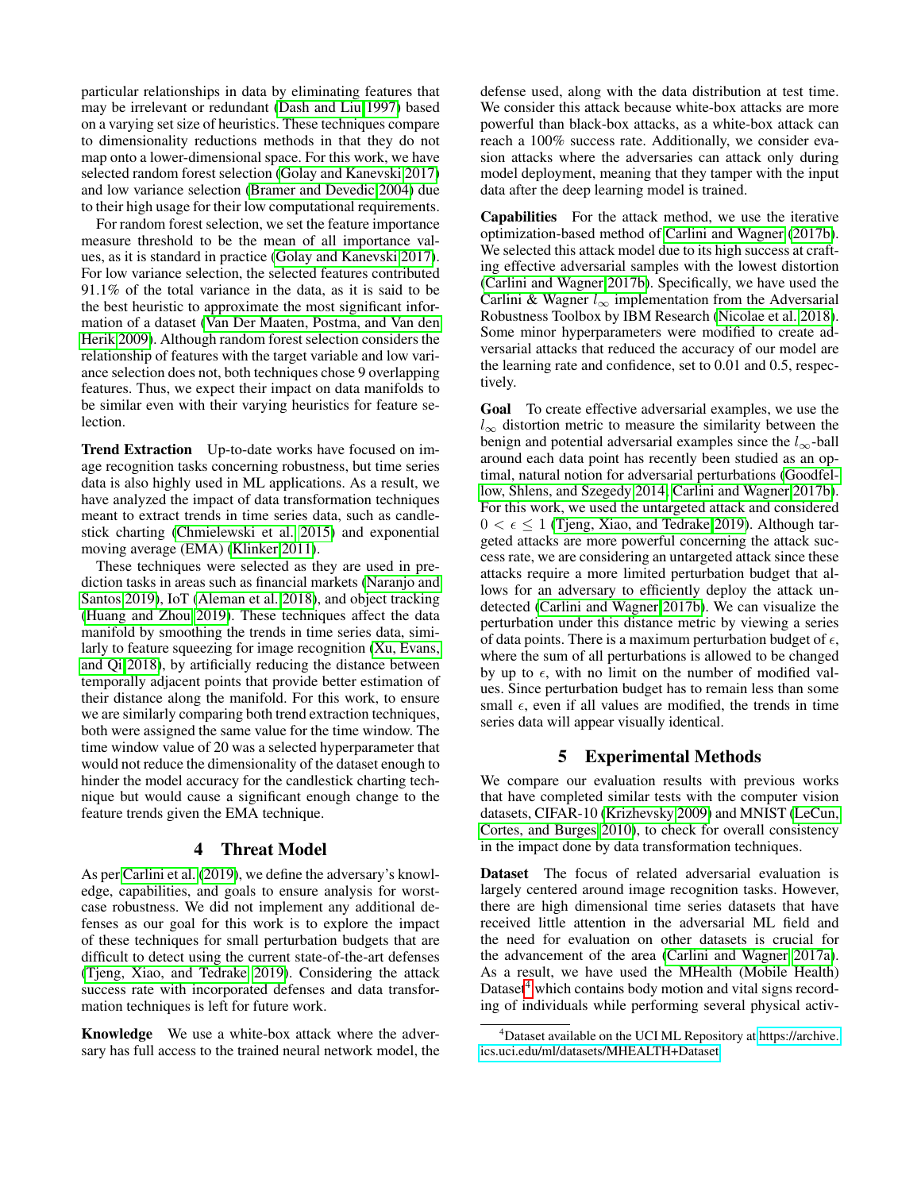particular relationships in data by eliminating features that may be irrelevant or redundant (Dash and Liu 1997) based on a varying set size of heuristics. These techniques compare to dimensionality reductions methods in that they do not map onto a lower-dimensional space. For this work, we have selected random forest selection (Golay and Kanevski 2017) and low variance selection (Bramer and Devedic 2004) due to their high usage for their low computational requirements.

For random forest selection, we set the feature importance measure threshold to be the mean of all importance values, as it is standard in practice (Golay and Kanevski 2017). For low variance selection, the selected features contributed 91.1% of the total variance in the data, as it is said to be the best heuristic to approximate the most significant information of a dataset (Van Der Maaten, Postma, and Van den Herik 2009). Although random forest selection considers the relationship of features with the target variable and low variance selection does not, both techniques chose 9 overlapping features. Thus, we expect their impact on data manifolds to be similar even with their varying heuristics for feature selection.

**Trend Extraction** Up-to-date works have focused on image recognition tasks concerning robustness, but time series data is also highly used in ML applications. As a result, we have analyzed the impact of data transformation techniques meant to extract trends in time series data, such as candlestick charting (Chmielewski et al. 2015) and exponential moving average (EMA) (Klinker 2011).

These techniques were selected as they are used in prediction tasks in areas such as financial markets (Naranjo and Santos 2019), IoT (Aleman et al. 2018), and object tracking (Huang and Zhou 2019). These techniques affect the data manifold by smoothing the trends in time series data, similarly to feature squeezing for image recognition (Xu, Evans, and Qi 2018), by artificially reducing the distance between temporally adjacent points that provide better estimation of their distance along the manifold. For this work, to ensure we are similarly comparing both trend extraction techniques, both were assigned the same value for the time window. The time window value of 20 was a selected hyperparameter that would not reduce the dimensionality of the dataset enough to hinder the model accuracy for the candlestick charting technique but would cause a significant enough change to the feature trends given the EMA technique.

## 4 Threat Model

As per Carlini et al. (2019), we define the adversary's knowledge, capabilities, and goals to ensure analysis for worst-case robustness. We did not implement any additional defenses as our goal for this work is to explore the impact of these techniques for small perturbation budgets that are difficult to detect using the current state-of-the-art defenses (Tjeng, Xiao, and Tedrake 2019). Considering the attack success rate with incorporated defenses and data transformation techniques is left for future work.

**Knowledge** We use a white-box attack where the adversary has full access to the trained neural network model, the defense used, along with the data distribution at test time. We consider this attack because white-box attacks are more powerful than black-box attacks, as a white-box attack can reach a 100% success rate. Additionally, we consider evasion attacks where the adversaries can attack only during model deployment, meaning that they tamper with the input data after the deep learning model is trained.

**Capabilities** For the attack method, we use the iterative optimization-based method of Carlini and Wagner (2017b). We selected this attack model due to its high success at crafting effective adversarial samples with the lowest distortion (Carlini and Wagner 2017b). Specifically, we have used the Carlini & Wagner $l_\infty$ implementation from the Adversarial Robustness Toolbox by IBM Research (Nicolae et al. 2018). Some minor hyperparameters were modified to create adversarial attacks that reduced the accuracy of our model are the learning rate and confidence, set to 0.01 and 0.5, respectively.

**Goal** To create effective adversarial examples, we use the $l_\infty$ distortion metric to measure the similarity between the benign and potential adversarial examples since the $l_\infty$-ball around each data point has recently been studied as an optimal, natural notion for adversarial perturbations (Goodfellow, Shlens, and Szegedy 2014; Carlini and Wagner 2017b). For this work, we used the untargeted attack and considered $0 < \epsilon \leq 1$ (Tjeng, Xiao, and Tedrake 2019). Although targeted attacks are more powerful concerning the attack success rate, we are considering an untargeted attack since these attacks require a more limited perturbation budget that allows for an adversary to efficiently deploy the attack undetected (Carlini and Wagner 2017b). We can visualize the perturbation under this distance metric by viewing a series of data points. There is a maximum perturbation budget of $\epsilon$, where the sum of all perturbations is allowed to be changed by up to $\epsilon$, with no limit on the number of modified values. Since perturbation budget has to remain less than some small $\epsilon$, even if all values are modified, the trends in time series data will appear visually identical.

## 5 Experimental Methods

We compare our evaluation results with previous works that have completed similar tests with the computer vision datasets, CIFAR-10 (Krizhevsky 2009) and MNIST (LeCun, Cortes, and Burges 2010), to check for overall consistency in the impact done by data transformation techniques.

**Dataset** The focus of related adversarial evaluation is largely centered around image recognition tasks. However, there are high dimensional time series datasets that have received little attention in the adversarial ML field and the need for evaluation on other datasets is crucial for the advancement of the area (Carlini and Wagner 2017a). As a result, we have used the MHealth (Mobile Health) Dataset[4] which contains body motion and vital signs recording of individuals while performing several physical activ-

[4]Dataset available on the UCI ML Repository at https://archive.ics.uci.edu/ml/datasets/MHEALTH+Dataset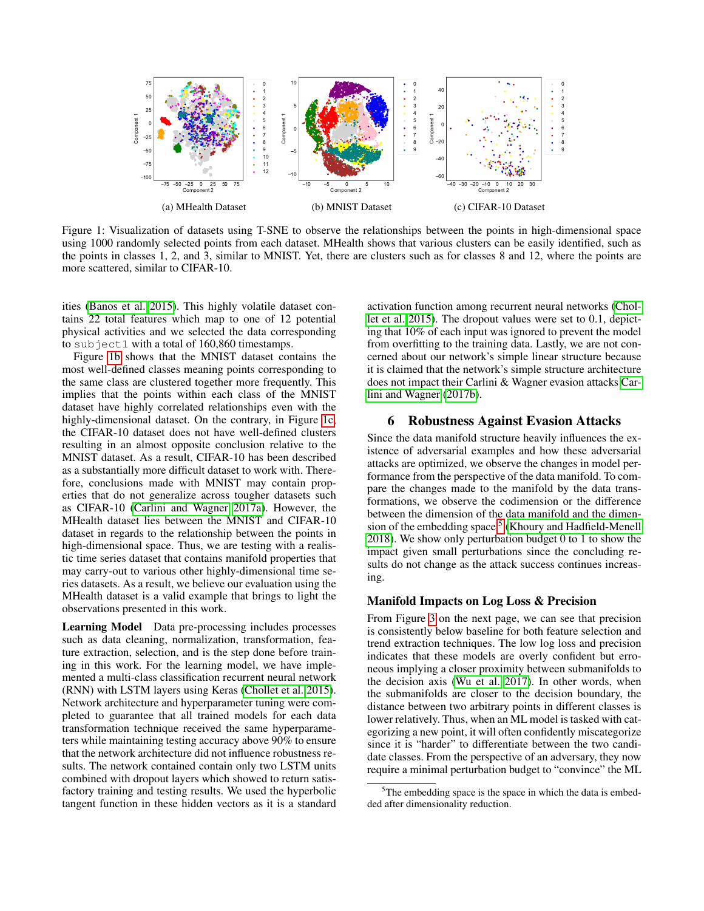(a) MHealth Dataset

(b) MNIST Dataset

(c) CIFAR-10 Dataset

Figure 1: Visualization of datasets using T-SNE to observe the relationships between the points in high-dimensional space using 1000 randomly selected points from each dataset. MHealth shows that various clusters can be easily identified, such as the points in classes 1, 2, and 3, similar to MNIST. Yet, there are clusters such as for classes 8 and 12, where the points are more scattered, similar to CIFAR-10.

ities (Banos et al. 2015). This highly volatile dataset contains 22 total features which map to one of 12 potential physical activities and we selected the data corresponding to `subject1` with a total of 160,860 timestamps.

Figure 1b shows that the MNIST dataset contains the most well-defined classes meaning points corresponding to the same class are clustered together more frequently. This implies that the points within each class of the MNIST dataset have highly correlated relationships even with the highly-dimensional dataset. On the contrary, in Figure 1c, the CIFAR-10 dataset does not have well-defined clusters resulting in an almost opposite conclusion relative to the MNIST dataset. As a result, CIFAR-10 has been described as a substantially more difficult dataset to work with. Therefore, conclusions made with MNIST may contain properties that do not generalize across tougher datasets such as CIFAR-10 (Carlini and Wagner 2017a). However, the MHealth dataset lies between the MNIST and CIFAR-10 dataset in regards to the relationship between the points in high-dimensional space. Thus, we are testing with a realistic time series dataset that contains manifold properties that may carry-out to various other highly-dimensional time series datasets. As a result, we believe our evaluation using the MHealth dataset is a valid example that brings to light the observations presented in this work.

**Learning Model** Data pre-processing includes processes such as data cleaning, normalization, transformation, feature extraction, selection, and is the step done before training in this work. For the learning model, we have implemented a multi-class classification recurrent neural network (RNN) with LSTM layers using Keras (Chollet et al. 2015). Network architecture and hyperparameter tuning were completed to guarantee that all trained models for each data transformation technique received the same hyperparameters while maintaining testing accuracy above 90% to ensure that the network architecture did not influence robustness results. The network contained contain only two LSTM units combined with dropout layers which showed to return satisfactory training and testing results. We used the hyperbolic tangent function in these hidden vectors as it is a standard activation function among recurrent neural networks (Chollet et al. 2015). The dropout values were set to 0.1, depicting that 10% of each input was ignored to prevent the model from overfitting to the training data. Lastly, we are not concerned about our network's simple linear structure because it is claimed that the network's simple structure architecture does not impact their Carlini & Wagner evasion attacks Carlini and Wagner (2017b).

## 6 Robustness Against Evasion Attacks

Since the data manifold structure heavily influences the existence of adversarial examples and how these adversarial attacks are optimized, we observe the changes in model performance from the perspective of the data manifold. To compare the changes made to the manifold by the data transformations, we observe the codimension or the difference between the dimension of the data manifold and the dimension of the embedding space[5] (Khoury and Hadfield-Menell 2018). We show only perturbation budget 0 to 1 to show the impact given small perturbations since the concluding results do not change as the attack success continues increasing.

### Manifold Impacts on Log Loss & Precision

From Figure 3 on the next page, we can see that precision is consistently below baseline for both feature selection and trend extraction techniques. The low log loss and precision indicates that these models are overly confident but erroneous implying a closer proximity between submanifolds to the decision axis (Wu et al. 2017). In other words, when the submanifolds are closer to the decision boundary, the distance between two arbitrary points in different classes is lower relatively. Thus, when an ML model is tasked with categorizing a new point, it will often confidently miscategorize since it is "harder" to differentiate between the two candidate classes. From the perspective of an adversary, they now require a minimal perturbation budget to "convince" the ML

[5] The embedding space is the space in which the data is embedded after dimensionality reduction.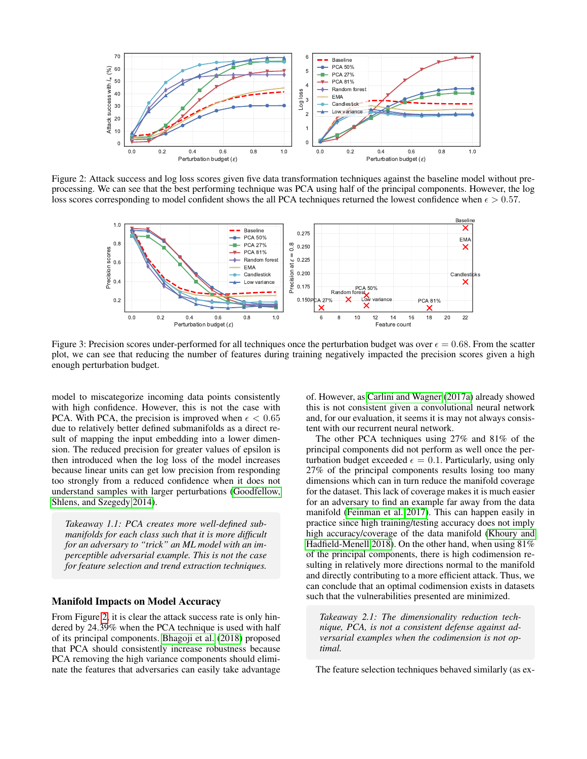Figure 2: Attack success and log loss scores given five data transformation techniques against the baseline model without preprocessing. We can see that the best performing technique was PCA using half of the principal components. However, the log loss scores corresponding to model confident shows the all PCA techniques returned the lowest confidence when $\epsilon > 0.57$.

Figure 3: Precision scores under-performed for all techniques once the perturbation budget was over $\epsilon = 0.68$. From the scatter plot, we can see that reducing the number of features during training negatively impacted the precision scores given a high enough perturbation budget.

model to miscategorize incoming data points consistently with high confidence. However, this is not the case with PCA. With PCA, the precision is improved when $\epsilon < 0.65$ due to relatively better defined submanifolds as a direct result of mapping the input embedding into a lower dimension. The reduced precision for greater values of epsilon is then introduced when the log loss of the model increases because linear units can get low precision from responding too strongly from a reduced confidence when it does not understand samples with larger perturbations (Goodfellow, Shlens, and Szegedy 2014).

> *Takeaway 1.1: PCA creates more well-defined submanifolds for each class such that it is more difficult for an adversary to "trick" an ML model with an imperceptible adversarial example. This is not the case for feature selection and trend extraction techniques.*

## Manifold Impacts on Model Accuracy

From Figure 2, it is clear the attack success rate is only hindered by 24.39% when the PCA technique is used with half of its principal components. Bhagoji et al. (2018) proposed that PCA should consistently increase robustness because PCA removing the high variance components should eliminate the features that adversaries can easily take advantage of. However, as Carlini and Wagner (2017a) already showed this is not consistent given a convolutional neural network and, for our evaluation, it seems it is may not always consistent with our recurrent neural network.

The other PCA techniques using 27% and 81% of the principal components did not perform as well once the perturbation budget exceeded $\epsilon = 0.1$. Particularly, using only 27% of the principal components results losing too many dimensions which can in turn reduce the manifold coverage for the dataset. This lack of coverage makes it is much easier for an adversary to find an example far away from the data manifold (Feinman et al. 2017). This can happen easily in practice since high training/testing accuracy does not imply high accuracy/coverage of the data manifold (Khoury and Hadfield-Menell 2018). On the other hand, when using 81% of the principal components, there is high codimension resulting in relatively more directions normal to the manifold and directly contributing to a more efficient attack. Thus, we can conclude that an optimal codimension exists in datasets such that the vulnerabilities presented are minimized.

> *Takeaway 2.1: The dimensionality reduction technique, PCA, is not a consistent defense against adversarial examples when the codimension is not optimal.*

The feature selection techniques behaved similarly (as ex-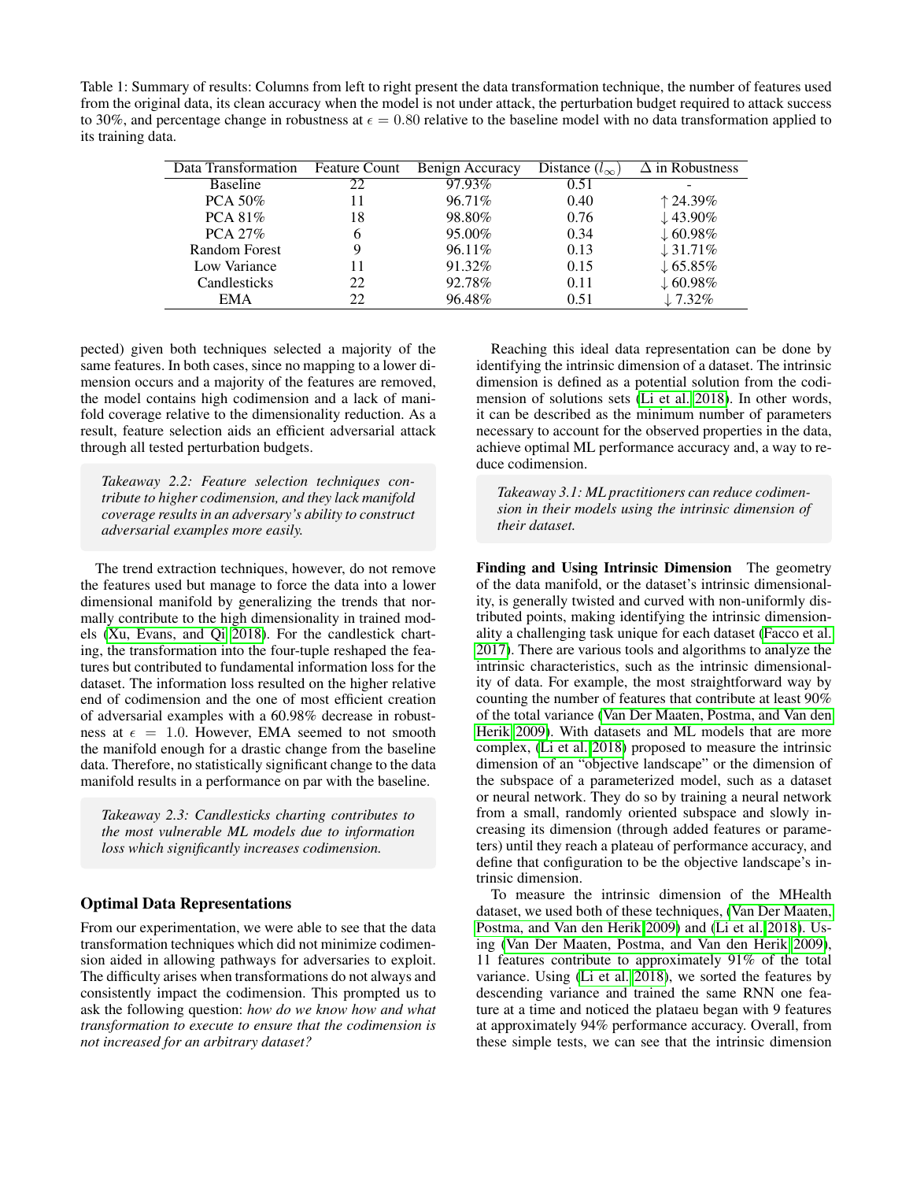Table 1: Summary of results: Columns from left to right present the data transformation technique, the number of features used from the original data, its clean accuracy when the model is not under attack, the perturbation budget required to attack success to 30%, and percentage change in robustness at $\epsilon = 0.80$ relative to the baseline model with no data transformation applied to its training data.

| Data Transformation | Feature Count | Benign Accuracy | Distance ($l_\infty$) | $\Delta$ in Robustness |
|---|---|---|---|---|
| Baseline | 22 | 97.93% | 0.51 | - |
| PCA 50% | 11 | 96.71% | 0.40 | $\uparrow$ 24.39% |
| PCA 81% | 18 | 98.80% | 0.76 | $\downarrow$ 43.90% |
| PCA 27% | 6 | 95.00% | 0.34 | $\downarrow$ 60.98% |
| Random Forest | 9 | 96.11% | 0.13 | $\downarrow$ 31.71% |
| Low Variance | 11 | 91.32% | 0.15 | $\downarrow$ 65.85% |
| Candlesticks | 22 | 92.78% | 0.11 | $\downarrow$ 60.98% |
| EMA | 22 | 96.48% | 0.51 | $\downarrow$ 7.32% |

pected) given both techniques selected a majority of the same features. In both cases, since no mapping to a lower dimension occurs and a majority of the features are removed, the model contains high codimension and a lack of manifold coverage relative to the dimensionality reduction. As a result, feature selection aids an efficient adversarial attack through all tested perturbation budgets.

> *Takeaway 2.2: Feature selection techniques contribute to higher codimension, and they lack manifold coverage results in an adversary's ability to construct adversarial examples more easily.*

The trend extraction techniques, however, do not remove the features used but manage to force the data into a lower dimensional manifold by generalizing the trends that normally contribute to the high dimensionality in trained models (Xu, Evans, and Qi 2018). For the candlestick charting, the transformation into the four-tuple reshaped the features but contributed to fundamental information loss for the dataset. The information loss resulted on the higher relative end of codimension and the one of most efficient creation of adversarial examples with a 60.98% decrease in robustness at $\epsilon = 1.0$. However, EMA seemed to not smooth the manifold enough for a drastic change from the baseline data. Therefore, no statistically significant change to the data manifold results in a performance on par with the baseline.

> *Takeaway 2.3: Candlesticks charting contributes to the most vulnerable ML models due to information loss which significantly increases codimension.*

## Optimal Data Representations

From our experimentation, we were able to see that the data transformation techniques which did not minimize codimension aided in allowing pathways for adversaries to exploit. The difficulty arises when transformations do not always and consistently impact the codimension. This prompted us to ask the following question: *how do we know how and what transformation to execute to ensure that the codimension is not increased for an arbitrary dataset?*

Reaching this ideal data representation can be done by identifying the intrinsic dimension of a dataset. The intrinsic dimension is defined as a potential solution from the codimension of solutions sets (Li et al. 2018). In other words, it can be described as the minimum number of parameters necessary to account for the observed properties in the data, achieve optimal ML performance accuracy and, a way to reduce codimension.

> *Takeaway 3.1: ML practitioners can reduce codimension in their models using the intrinsic dimension of their dataset.*

**Finding and Using Intrinsic Dimension** The geometry of the data manifold, or the dataset's intrinsic dimensionality, is generally twisted and curved with non-uniformly distributed points, making identifying the intrinsic dimensionality a challenging task unique for each dataset (Facco et al. 2017). There are various tools and algorithms to analyze the intrinsic characteristics, such as the intrinsic dimensionality of data. For example, the most straightforward way by counting the number of features that contribute at least 90% of the total variance (Van Der Maaten, Postma, and Van den Herik 2009). With datasets and ML models that are more complex, (Li et al. 2018) proposed to measure the intrinsic dimension of an "objective landscape" or the dimension of the subspace of a parameterized model, such as a dataset or neural network. They do so by training a neural network from a small, randomly oriented subspace and slowly increasing its dimension (through added features or parameters) until they reach a plateau of performance accuracy, and define that configuration to be the objective landscape's intrinsic dimension.

To measure the intrinsic dimension of the MHealth dataset, we used both of these techniques, (Van Der Maaten, Postma, and Van den Herik 2009) and (Li et al. 2018). Using (Van Der Maaten, Postma, and Van den Herik 2009), 11 features contribute to approximately 91% of the total variance. Using (Li et al. 2018), we sorted the features by descending variance and trained the same RNN one feature at a time and noticed the plataeu began with 9 features at approximately 94% performance accuracy. Overall, from these simple tests, we can see that the intrinsic dimension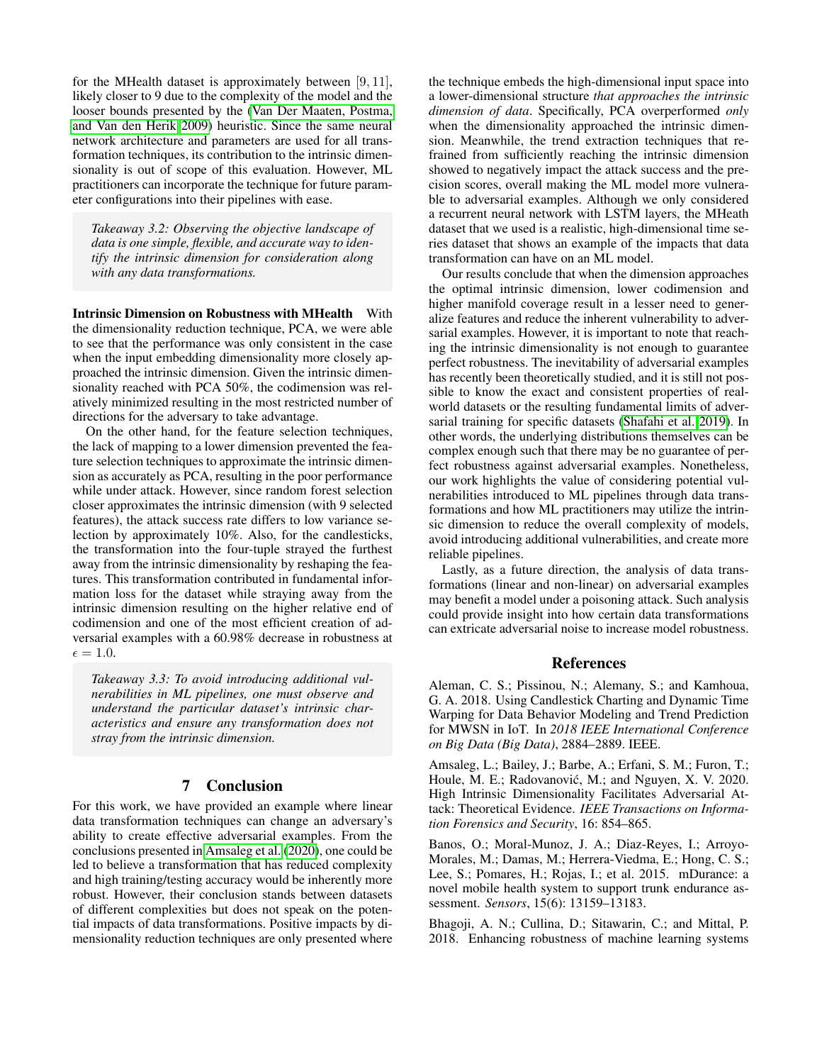for the MHealth dataset is approximately between $[9, 11]$, likely closer to 9 due to the complexity of the model and the looser bounds presented by the (Van Der Maaten, Postma, and Van den Herik 2009) heuristic. Since the same neural network architecture and parameters are used for all transformation techniques, its contribution to the intrinsic dimensionality is out of scope of this evaluation. However, ML practitioners can incorporate the technique for future parameter configurations into their pipelines with ease.

> *Takeaway 3.2: Observing the objective landscape of data is one simple, flexible, and accurate way to identify the intrinsic dimension for consideration along with any data transformations.*

**Intrinsic Dimension on Robustness with MHealth** With the dimensionality reduction technique, PCA, we were able to see that the performance was only consistent in the case when the input embedding dimensionality more closely approached the intrinsic dimension. Given the intrinsic dimensionality reached with PCA 50%, the codimension was relatively minimized resulting in the most restricted number of directions for the adversary to take advantage.

On the other hand, for the feature selection techniques, the lack of mapping to a lower dimension prevented the feature selection techniques to approximate the intrinsic dimension as accurately as PCA, resulting in the poor performance while under attack. However, since random forest selection closer approximates the intrinsic dimension (with 9 selected features), the attack success rate differs to low variance selection by approximately 10%. Also, for the candlesticks, the transformation into the four-tuple strayed the furthest away from the intrinsic dimensionality by reshaping the features. This transformation contributed in fundamental information loss for the dataset while straying away from the intrinsic dimension resulting on the higher relative end of codimension and one of the most efficient creation of adversarial examples with a 60.98% decrease in robustness at $\epsilon = 1.0$.

> *Takeaway 3.3: To avoid introducing additional vulnerabilities in ML pipelines, one must observe and understand the particular dataset's intrinsic characteristics and ensure any transformation does not stray from the intrinsic dimension.*

## 7 Conclusion

For this work, we have provided an example where linear data transformation techniques can change an adversary's ability to create effective adversarial examples. From the conclusions presented in Amsaleg et al. (2020), one could be led to believe a transformation that has reduced complexity and high training/testing accuracy would be inherently more robust. However, their conclusion stands between datasets of different complexities but does not speak on the potential impacts of data transformations. Positive impacts by dimensionality reduction techniques are only presented where the technique embeds the high-dimensional input space into a lower-dimensional structure *that approaches the intrinsic dimension of data*. Specifically, PCA overperformed *only* when the dimensionality approached the intrinsic dimension. Meanwhile, the trend extraction techniques that refrained from sufficiently reaching the intrinsic dimension showed to negatively impact the attack success and the precision scores, overall making the ML model more vulnerable to adversarial examples. Although we only considered a recurrent neural network with LSTM layers, the MHeath dataset that we used is a realistic, high-dimensional time series dataset that shows an example of the impacts that data transformation can have on an ML model.

Our results conclude that when the dimension approaches the optimal intrinsic dimension, lower codimension and higher manifold coverage result in a lesser need to generalize features and reduce the inherent vulnerability to adversarial examples. However, it is important to note that reaching the intrinsic dimensionality is not enough to guarantee perfect robustness. The inevitability of adversarial examples has recently been theoretically studied, and it is still not possible to know the exact and consistent properties of real-world datasets or the resulting fundamental limits of adversarial training for specific datasets (Shafahi et al. 2019). In other words, the underlying distributions themselves can be complex enough such that there may be no guarantee of perfect robustness against adversarial examples. Nonetheless, our work highlights the value of considering potential vulnerabilities introduced to ML pipelines through data transformations and how ML practitioners may utilize the intrinsic dimension to reduce the overall complexity of models, avoid introducing additional vulnerabilities, and create more reliable pipelines.

Lastly, as a future direction, the analysis of data transformations (linear and non-linear) on adversarial examples may benefit a model under a poisoning attack. Such analysis could provide insight into how certain data transformations can extricate adversarial noise to increase model robustness.

## References

Aleman, C. S.; Pissinou, N.; Alemany, S.; and Kamhoua, G. A. 2018. Using Candlestick Charting and Dynamic Time Warping for Data Behavior Modeling and Trend Prediction for MWSN in IoT. In *2018 IEEE International Conference on Big Data (Big Data)*, 2884–2889. IEEE.

Amsaleg, L.; Bailey, J.; Barbe, A.; Erfani, S. M.; Furon, T.; Houle, M. E.; Radovanović, M.; and Nguyen, X. V. 2020. High Intrinsic Dimensionality Facilitates Adversarial Attack: Theoretical Evidence. *IEEE Transactions on Information Forensics and Security*, 16: 854–865.

Banos, O.; Moral-Munoz, J. A.; Diaz-Reyes, I.; Arroyo-Morales, M.; Damas, M.; Herrera-Viedma, E.; Hong, C. S.; Lee, S.; Pomares, H.; Rojas, I.; et al. 2015. mDurance: a novel mobile health system to support trunk endurance assessment. *Sensors*, 15(6): 13159–13183.

Bhagoji, A. N.; Cullina, D.; Sitawarin, C.; and Mittal, P. 2018. Enhancing robustness of machine learning systems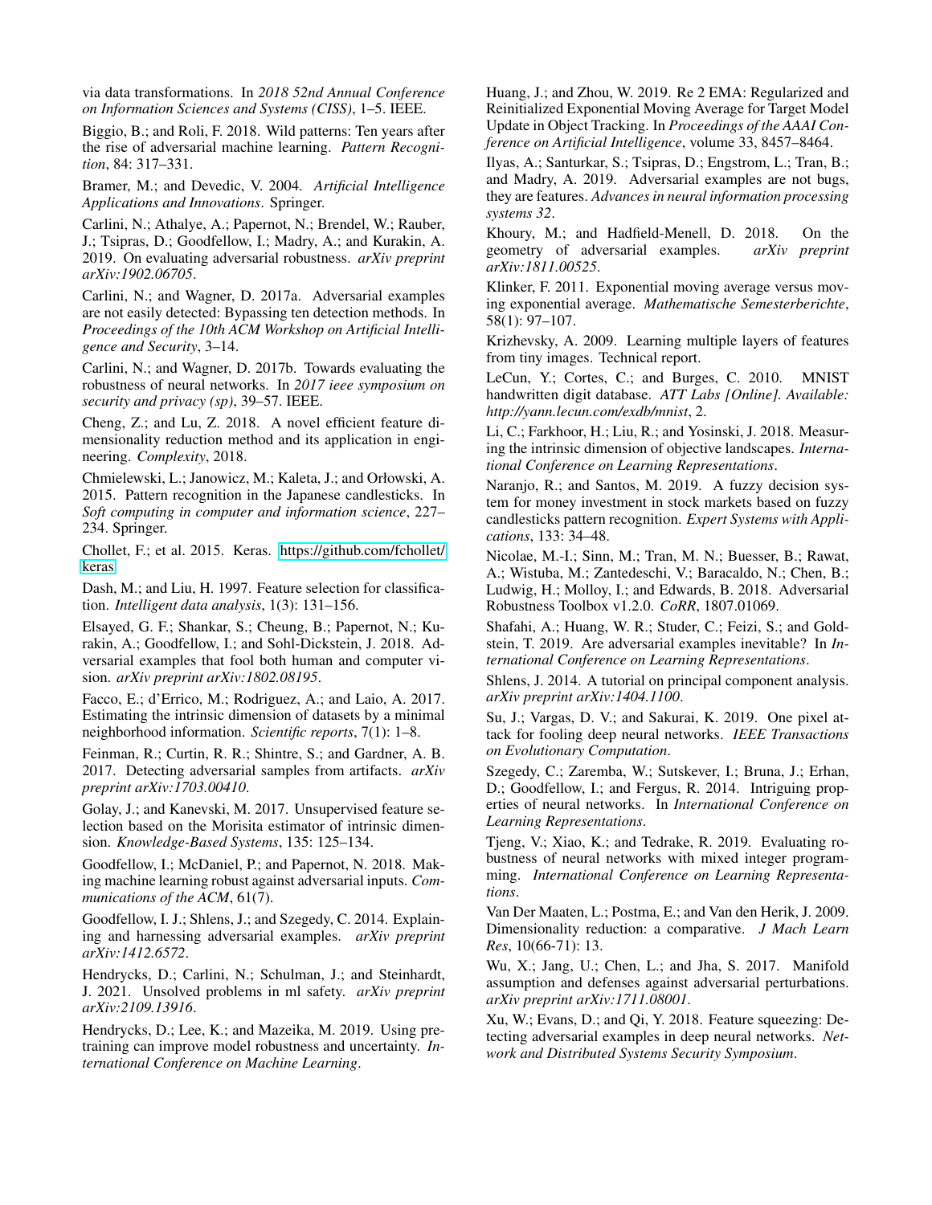via data transformations. In *2018 52nd Annual Conference on Information Sciences and Systems (CISS)*, 1–5. IEEE.

Biggio, B.; and Roli, F. 2018. Wild patterns: Ten years after the rise of adversarial machine learning. *Pattern Recognition*, 84: 317–331.

Bramer, M.; and Devedic, V. 2004. *Artificial Intelligence Applications and Innovations*. Springer.

Carlini, N.; Athalye, A.; Papernot, N.; Brendel, W.; Rauber, J.; Tsipras, D.; Goodfellow, I.; Madry, A.; and Kurakin, A. 2019. On evaluating adversarial robustness. *arXiv preprint arXiv:1902.06705*.

Carlini, N.; and Wagner, D. 2017a. Adversarial examples are not easily detected: Bypassing ten detection methods. In *Proceedings of the 10th ACM Workshop on Artificial Intelligence and Security*, 3–14.

Carlini, N.; and Wagner, D. 2017b. Towards evaluating the robustness of neural networks. In *2017 ieee symposium on security and privacy (sp)*, 39–57. IEEE.

Cheng, Z.; and Lu, Z. 2018. A novel efficient feature dimensionality reduction method and its application in engineering. *Complexity*, 2018.

Chmielewski, L.; Janowicz, M.; Kaleta, J.; and Orłowski, A. 2015. Pattern recognition in the Japanese candlesticks. In *Soft computing in computer and information science*, 227–234. Springer.

Chollet, F.; et al. 2015. Keras. https://github.com/fchollet/keras.

Dash, M.; and Liu, H. 1997. Feature selection for classification. *Intelligent data analysis*, 1(3): 131–156.

Elsayed, G. F.; Shankar, S.; Cheung, B.; Papernot, N.; Kurakin, A.; Goodfellow, I.; and Sohl-Dickstein, J. 2018. Adversarial examples that fool both human and computer vision. *arXiv preprint arXiv:1802.08195*.

Facco, E.; d'Errico, M.; Rodriguez, A.; and Laio, A. 2017. Estimating the intrinsic dimension of datasets by a minimal neighborhood information. *Scientific reports*, 7(1): 1–8.

Feinman, R.; Curtin, R. R.; Shintre, S.; and Gardner, A. B. 2017. Detecting adversarial samples from artifacts. *arXiv preprint arXiv:1703.00410*.

Golay, J.; and Kanevski, M. 2017. Unsupervised feature selection based on the Morisita estimator of intrinsic dimension. *Knowledge-Based Systems*, 135: 125–134.

Goodfellow, I.; McDaniel, P.; and Papernot, N. 2018. Making machine learning robust against adversarial inputs. *Communications of the ACM*, 61(7).

Goodfellow, I. J.; Shlens, J.; and Szegedy, C. 2014. Explaining and harnessing adversarial examples. *arXiv preprint arXiv:1412.6572*.

Hendrycks, D.; Carlini, N.; Schulman, J.; and Steinhardt, J. 2021. Unsolved problems in ml safety. *arXiv preprint arXiv:2109.13916*.

Hendrycks, D.; Lee, K.; and Mazeika, M. 2019. Using pre-training can improve model robustness and uncertainty. *International Conference on Machine Learning*.

Huang, J.; and Zhou, W. 2019. Re 2 EMA: Regularized and Reinitialized Exponential Moving Average for Target Model Update in Object Tracking. In *Proceedings of the AAAI Conference on Artificial Intelligence*, volume 33, 8457–8464.

Ilyas, A.; Santurkar, S.; Tsipras, D.; Engstrom, L.; Tran, B.; and Madry, A. 2019. Adversarial examples are not bugs, they are features. *Advances in neural information processing systems 32*.

Khoury, M.; and Hadfield-Menell, D. 2018. On the geometry of adversarial examples. *arXiv preprint arXiv:1811.00525*.

Klinker, F. 2011. Exponential moving average versus moving exponential average. *Mathematische Semesterberichte*, 58(1): 97–107.

Krizhevsky, A. 2009. Learning multiple layers of features from tiny images. Technical report.

LeCun, Y.; Cortes, C.; and Burges, C. 2010. MNIST handwritten digit database. *ATT Labs [Online]. Available: http://yann.lecun.com/exdb/mnist*, 2.

Li, C.; Farkhoor, H.; Liu, R.; and Yosinski, J. 2018. Measuring the intrinsic dimension of objective landscapes. *International Conference on Learning Representations*.

Naranjo, R.; and Santos, M. 2019. A fuzzy decision system for money investment in stock markets based on fuzzy candlesticks pattern recognition. *Expert Systems with Applications*, 133: 34–48.

Nicolae, M.-I.; Sinn, M.; Tran, M. N.; Buesser, B.; Rawat, A.; Wistuba, M.; Zantedeschi, V.; Baracaldo, N.; Chen, B.; Ludwig, H.; Molloy, I.; and Edwards, B. 2018. Adversarial Robustness Toolbox v1.2.0. *CoRR*, 1807.01069.

Shafahi, A.; Huang, W. R.; Studer, C.; Feizi, S.; and Goldstein, T. 2019. Are adversarial examples inevitable? In *International Conference on Learning Representations*.

Shlens, J. 2014. A tutorial on principal component analysis. *arXiv preprint arXiv:1404.1100*.

Su, J.; Vargas, D. V.; and Sakurai, K. 2019. One pixel attack for fooling deep neural networks. *IEEE Transactions on Evolutionary Computation*.

Szegedy, C.; Zaremba, W.; Sutskever, I.; Bruna, J.; Erhan, D.; Goodfellow, I.; and Fergus, R. 2014. Intriguing properties of neural networks. In *International Conference on Learning Representations*.

Tjeng, V.; Xiao, K.; and Tedrake, R. 2019. Evaluating robustness of neural networks with mixed integer programming. *International Conference on Learning Representations*.

Van Der Maaten, L.; Postma, E.; and Van den Herik, J. 2009. Dimensionality reduction: a comparative. *J Mach Learn Res*, 10(66-71): 13.

Wu, X.; Jang, U.; Chen, L.; and Jha, S. 2017. Manifold assumption and defenses against adversarial perturbations. *arXiv preprint arXiv:1711.08001*.

Xu, W.; Evans, D.; and Qi, Y. 2018. Feature squeezing: Detecting adversarial examples in deep neural networks. *Network and Distributed Systems Security Symposium*.